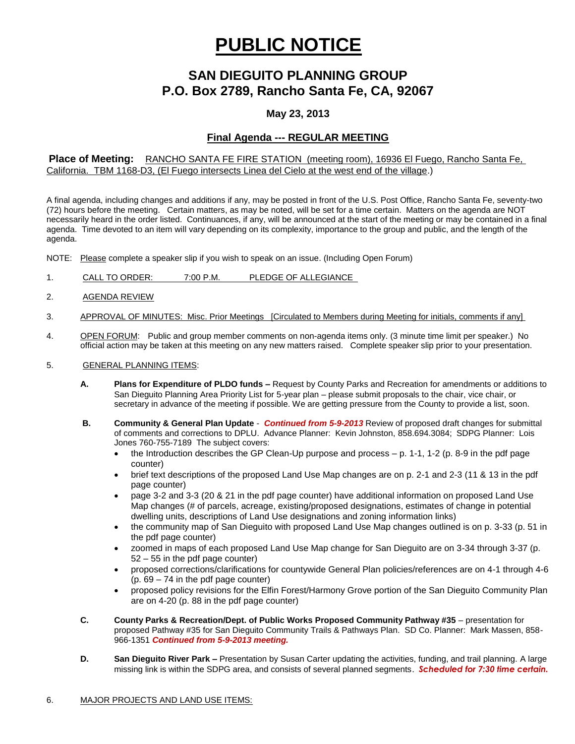# PUBLIC NOTICE

## SAN DIEGUITO PLANNING GROUP
## P.O. Box 2789, Rancho Santa Fe, CA, 92067

### May 23, 2013

### Final Agenda --- REGULAR MEETING

**Place of Meeting:** RANCHO SANTA FE FIRE STATION (meeting room), 16936 El Fuego, Rancho Santa Fe, California. TBM 1168-D3, (El Fuego intersects Linea del Cielo at the west end of the village.)

A final agenda, including changes and additions if any, may be posted in front of the U.S. Post Office, Rancho Santa Fe, seventy-two (72) hours before the meeting. Certain matters, as may be noted, will be set for a time certain. Matters on the agenda are NOT necessarily heard in the order listed. Continuances, if any, will be announced at the start of the meeting or may be contained in a final agenda. Time devoted to an item will vary depending on its complexity, importance to the group and public, and the length of the agenda.

NOTE: Please complete a speaker slip if you wish to speak on an issue. (Including Open Forum)

1. CALL TO ORDER: 7:00 P.M. PLEDGE OF ALLEGIANCE

2. AGENDA REVIEW

3. APPROVAL OF MINUTES: Misc. Prior Meetings [Circulated to Members during Meeting for initials, comments if any]

4. OPEN FORUM: Public and group member comments on non-agenda items only. (3 minute time limit per speaker.) No official action may be taken at this meeting on any new matters raised. Complete speaker slip prior to your presentation.

5. GENERAL PLANNING ITEMS:

   **A. Plans for Expenditure of PLDO funds –** Request by County Parks and Recreation for amendments or additions to San Dieguito Planning Area Priority List for 5-year plan – please submit proposals to the chair, vice chair, or secretary in advance of the meeting if possible. We are getting pressure from the County to provide a list, soon.

   **B. Community & General Plan Update** - ***Continued from 5-9-2013*** Review of proposed draft changes for submittal of comments and corrections to DPLU. Advance Planner: Kevin Johnston, 858.694.3084; SDPG Planner: Lois Jones 760-755-7189 The subject covers:
   - the Introduction describes the GP Clean-Up purpose and process – p. 1-1, 1-2 (p. 8-9 in the pdf page counter)
   - brief text descriptions of the proposed Land Use Map changes are on p. 2-1 and 2-3 (11 & 13 in the pdf page counter)
   - page 3-2 and 3-3 (20 & 21 in the pdf page counter) have additional information on proposed Land Use Map changes (# of parcels, acreage, existing/proposed designations, estimates of change in potential dwelling units, descriptions of Land Use designations and zoning information links)
   - the community map of San Dieguito with proposed Land Use Map changes outlined is on p. 3-33 (p. 51 in the pdf page counter)
   - zoomed in maps of each proposed Land Use Map change for San Dieguito are on 3-34 through 3-37 (p. 52 – 55 in the pdf page counter)
   - proposed corrections/clarifications for countywide General Plan policies/references are on 4-1 through 4-6 (p. 69 – 74 in the pdf page counter)
   - proposed policy revisions for the Elfin Forest/Harmony Grove portion of the San Dieguito Community Plan are on 4-20 (p. 88 in the pdf page counter)

   **C. County Parks & Recreation/Dept. of Public Works Proposed Community Pathway #35** – presentation for proposed Pathway #35 for San Dieguito Community Trails & Pathways Plan. SD Co. Planner: Mark Massen, 858-966-1351 ***Continued from 5-9-2013 meeting.***

   **D. San Dieguito River Park –** Presentation by Susan Carter updating the activities, funding, and trail planning. A large missing link is within the SDPG area, and consists of several planned segments. ***Scheduled for 7:30 time certain.***

6. MAJOR PROJECTS AND LAND USE ITEMS: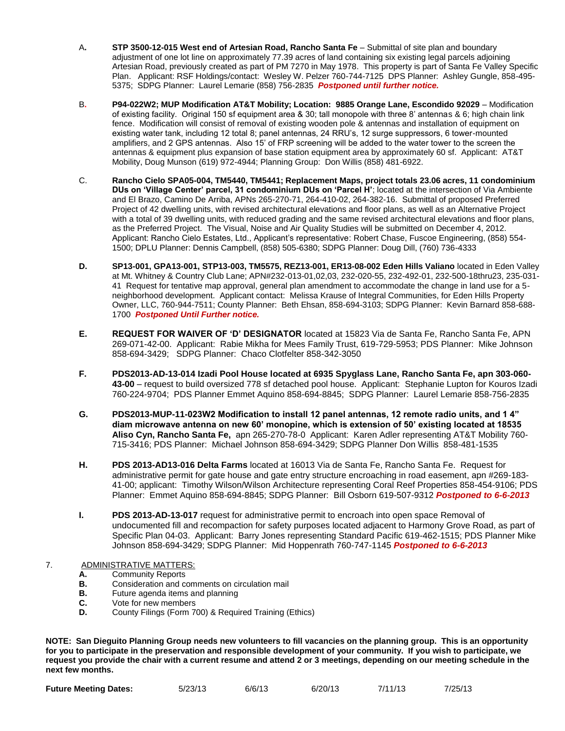A. **STP 3500-12-015 West end of Artesian Road, Rancho Santa Fe** – Submittal of site plan and boundary adjustment of one lot line on approximately 77.39 acres of land containing six existing legal parcels adjoining Artesian Road, previously created as part of PM 7270 in May 1978. This property is part of Santa Fe Valley Specific Plan. Applicant: RSF Holdings/contact: Wesley W. Pelzer 760-744-7125 DPS Planner: Ashley Gungle, 858-495-5375; SDPG Planner: Laurel Lemarie (858) 756-2835 ***Postponed until further notice.***

B. **P94-022W2; MUP Modification AT&T Mobility; Location: 9885 Orange Lane, Escondido 92029** – Modification of existing facility. Original 150 sf equipment area & 30; tall monopole with three 8' antennas & 6; high chain link fence. Modification will consist of removal of existing wooden pole & antennas and installation of equipment on existing water tank, including 12 total 8; panel antennas, 24 RRU's, 12 surge suppressors, 6 tower-mounted amplifiers, and 2 GPS antennas. Also 15' of FRP screening will be added to the water tower to the screen the antennas & equipment plus expansion of base station equipment area by approximately 60 sf. Applicant: AT&T Mobility, Doug Munson (619) 972-4944; Planning Group: Don Willis (858) 481-6922.

C. **Rancho Cielo SPA05-004, TM5440, TM5441; Replacement Maps, project totals 23.06 acres, 11 condominium DUs on 'Village Center' parcel, 31 condominium DUs on 'Parcel H'**; located at the intersection of Via Ambiente and El Brazo, Camino De Arriba, APNs 265-270-71, 264-410-02, 264-382-16. Submittal of proposed Preferred Project of 42 dwelling units, with revised architectural elevations and floor plans, as well as an Alternative Project with a total of 39 dwelling units, with reduced grading and the same revised architectural elevations and floor plans, as the Preferred Project. The Visual, Noise and Air Quality Studies will be submitted on December 4, 2012. Applicant: Rancho Cielo Estates, Ltd., Applicant's representative: Robert Chase, Fuscoe Engineering, (858) 554-1500; DPLU Planner: Dennis Campbell, (858) 505-6380; SDPG Planner: Doug Dill, (760) 736-4333

**D.** **SP13-001, GPA13-001, STP13-003, TM5575, REZ13-001, ER13-08-002 Eden Hills Valiano** located in Eden Valley at Mt. Whitney & Country Club Lane; APN#232-013-01,02,03, 232-020-55, 232-492-01, 232-500-18thru23, 235-031-41 Request for tentative map approval, general plan amendment to accommodate the change in land use for a 5-neighborhood development. Applicant contact: Melissa Krause of Integral Communities, for Eden Hills Property Owner, LLC, 760-944-7511; County Planner: Beth Ehsan, 858-694-3103; SDPG Planner: Kevin Barnard 858-688-1700 ***Postponed Until Further notice.***

**E.** **REQUEST FOR WAIVER OF 'D' DESIGNATOR** located at 15823 Via de Santa Fe, Rancho Santa Fe, APN 269-071-42-00. Applicant: Rabie Mikha for Mees Family Trust, 619-729-5953; PDS Planner: Mike Johnson 858-694-3429; SDPG Planner: Chaco Clotfelter 858-342-3050

**F.** **PDS2013-AD-13-014 Izadi Pool House located at 6935 Spyglass Lane, Rancho Santa Fe, apn 303-060-43-00** – request to build oversized 778 sf detached pool house. Applicant: Stephanie Lupton for Kouros Izadi 760-224-9704; PDS Planner Emmet Aquino 858-694-8845; SDPG Planner: Laurel Lemarie 858-756-2835

**G.** **PDS2013-MUP-11-023W2 Modification to install 12 panel antennas, 12 remote radio units, and 1 4" diam microwave antenna on new 60' monopine, which is extension of 50' existing located at 18535 Aliso Cyn, Rancho Santa Fe,** apn 265-270-78-0 Applicant: Karen Adler representing AT&T Mobility 760-715-3416; PDS Planner: Michael Johnson 858-694-3429; SDPG Planner Don Willis 858-481-1535

**H.** **PDS 2013-AD13-016 Delta Farms** located at 16013 Via de Santa Fe, Rancho Santa Fe. Request for administrative permit for gate house and gate entry structure encroaching in road easement, apn #269-183-41-00; applicant: Timothy Wilson/Wilson Architecture representing Coral Reef Properties 858-454-9106; PDS Planner: Emmet Aquino 858-694-8845; SDPG Planner: Bill Osborn 619-507-9312 ***Postponed to 6-6-2013***

**I.** **PDS 2013-AD-13-017** request for administrative permit to encroach into open space Removal of undocumented fill and recompaction for safety purposes located adjacent to Harmony Grove Road, as part of Specific Plan 04-03. Applicant: Barry Jones representing Standard Pacific 619-462-1515; PDS Planner Mike Johnson 858-694-3429; SDPG Planner: Mid Hoppenrath 760-747-1145 ***Postponed to 6-6-2013***

7. ADMINISTRATIVE MATTERS:

**A.** Community Reports
**B.** Consideration and comments on circulation mail
**B.** Future agenda items and planning
**C.** Vote for new members
**D.** County Filings (Form 700) & Required Training (Ethics)

**NOTE: San Dieguito Planning Group needs new volunteers to fill vacancies on the planning group. This is an opportunity for you to participate in the preservation and responsible development of your community. If you wish to participate, we request you provide the chair with a current resume and attend 2 or 3 meetings, depending on our meeting schedule in the next few months.**

**Future Meeting Dates:** 5/23/13 6/6/13 6/20/13 7/11/13 7/25/13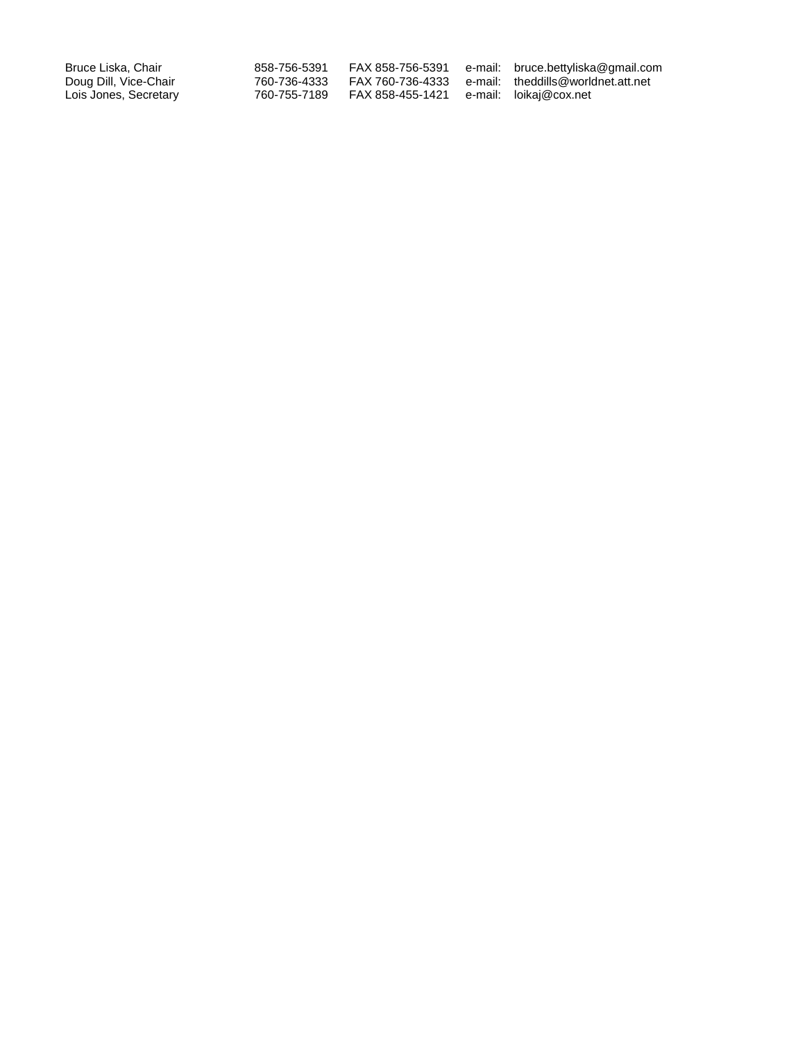| | | | | |
|---|---|---|---|---|
| Bruce Liska, Chair | 858-756-5391 | FAX 858-756-5391 | e-mail: | bruce.bettyliska@gmail.com |
| Doug Dill, Vice-Chair | 760-736-4333 | FAX 760-736-4333 | e-mail: | theddills@worldnet.att.net |
| Lois Jones, Secretary | 760-755-7189 | FAX 858-455-1421 | e-mail: | loikaj@cox.net |